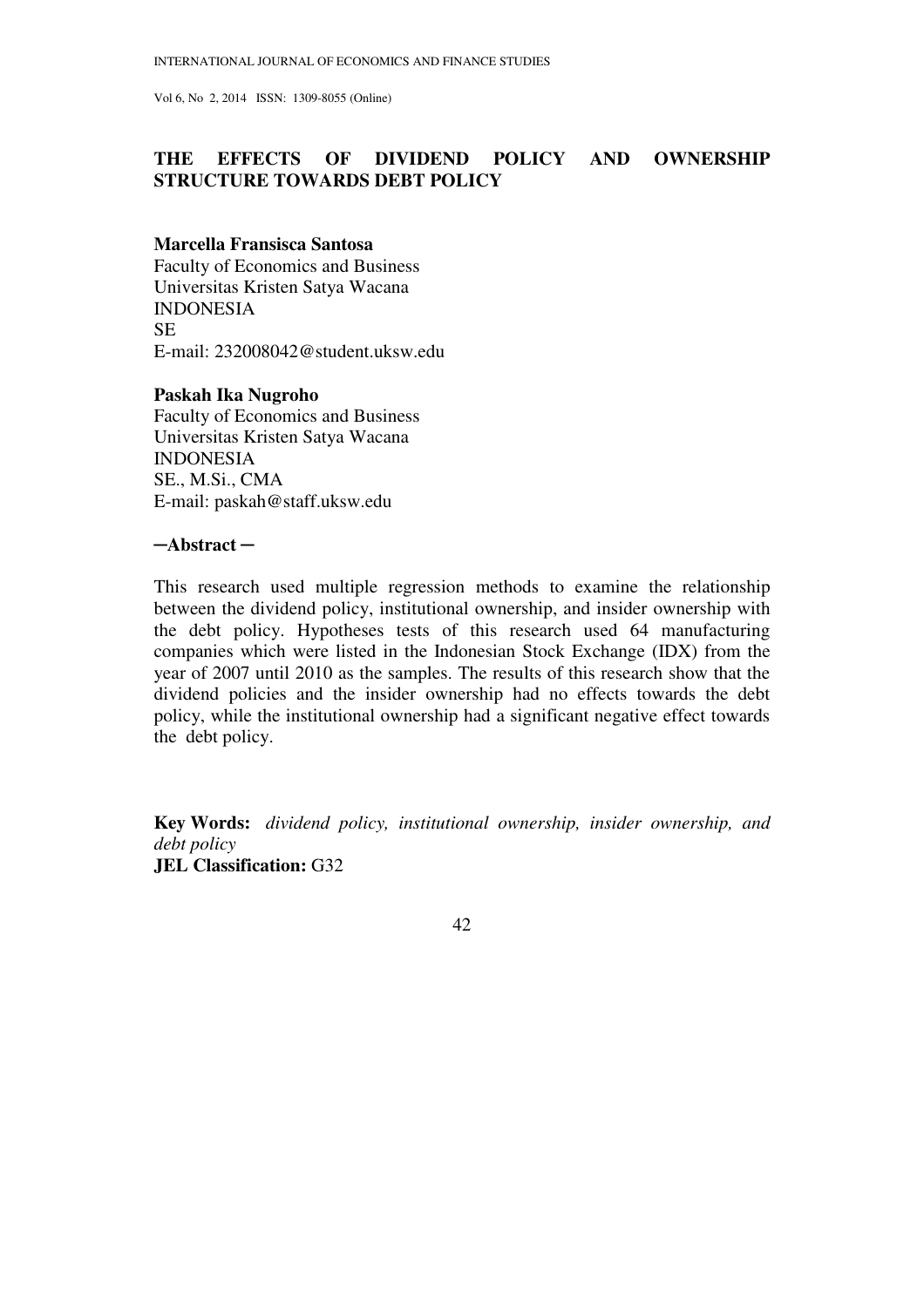# THE EFFECTS OF DIVIDEND POLICY AND OWNERSHIP STRUCTURE TOWARDS DEBT POLICY

**Marcella Fransisca Santosa**
Faculty of Economics and Business
Universitas Kristen Satya Wacana
INDONESIA
SE
E-mail: 232008042@student.uksw.edu

**Paskah Ika Nugroho**
Faculty of Economics and Business
Universitas Kristen Satya Wacana
INDONESIA
SE., M.Si., CMA
E-mail: paskah@staff.uksw.edu

## —Abstract —

This research used multiple regression methods to examine the relationship between the dividend policy, institutional ownership, and insider ownership with the debt policy. Hypotheses tests of this research used 64 manufacturing companies which were listed in the Indonesian Stock Exchange (IDX) from the year of 2007 until 2010 as the samples. The results of this research show that the dividend policies and the insider ownership had no effects towards the debt policy, while the institutional ownership had a significant negative effect towards the debt policy.

**Key Words:** *dividend policy, institutional ownership, insider ownership, and debt policy*
**JEL Classification:** G32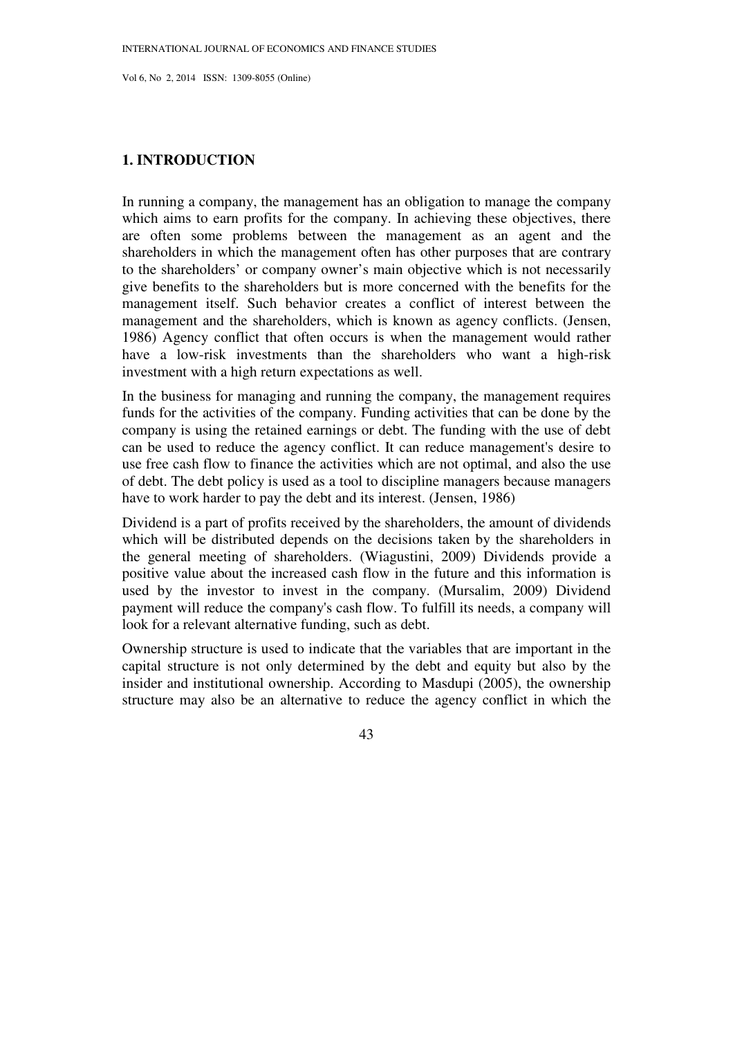## 1. INTRODUCTION

In running a company, the management has an obligation to manage the company which aims to earn profits for the company. In achieving these objectives, there are often some problems between the management as an agent and the shareholders in which the management often has other purposes that are contrary to the shareholders' or company owner's main objective which is not necessarily give benefits to the shareholders but is more concerned with the benefits for the management itself. Such behavior creates a conflict of interest between the management and the shareholders, which is known as agency conflicts. (Jensen, 1986) Agency conflict that often occurs is when the management would rather have a low-risk investments than the shareholders who want a high-risk investment with a high return expectations as well.

In the business for managing and running the company, the management requires funds for the activities of the company. Funding activities that can be done by the company is using the retained earnings or debt. The funding with the use of debt can be used to reduce the agency conflict. It can reduce management's desire to use free cash flow to finance the activities which are not optimal, and also the use of debt. The debt policy is used as a tool to discipline managers because managers have to work harder to pay the debt and its interest. (Jensen, 1986)

Dividend is a part of profits received by the shareholders, the amount of dividends which will be distributed depends on the decisions taken by the shareholders in the general meeting of shareholders. (Wiagustini, 2009) Dividends provide a positive value about the increased cash flow in the future and this information is used by the investor to invest in the company. (Mursalim, 2009) Dividend payment will reduce the company's cash flow. To fulfill its needs, a company will look for a relevant alternative funding, such as debt.

Ownership structure is used to indicate that the variables that are important in the capital structure is not only determined by the debt and equity but also by the insider and institutional ownership. According to Masdupi (2005), the ownership structure may also be an alternative to reduce the agency conflict in which the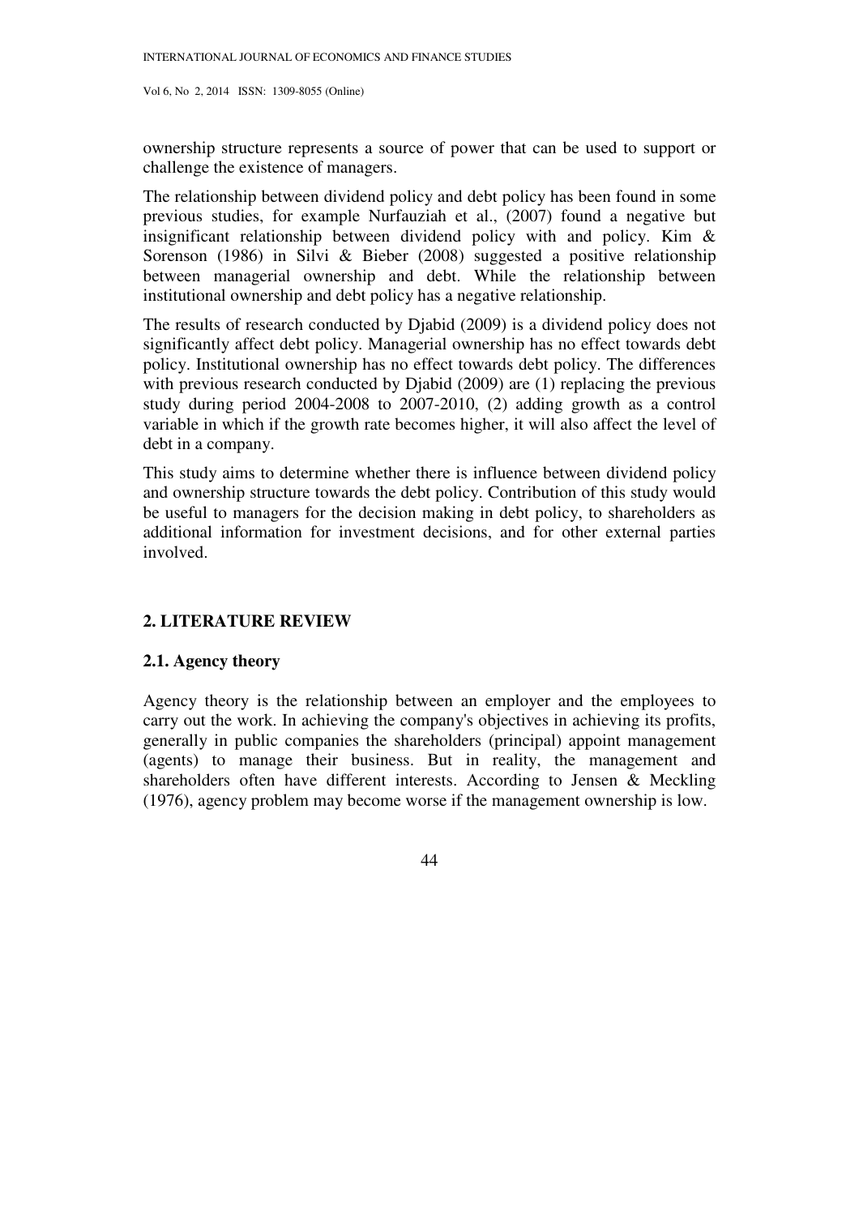ownership structure represents a source of power that can be used to support or challenge the existence of managers.

The relationship between dividend policy and debt policy has been found in some previous studies, for example Nurfauziah et al., (2007) found a negative but insignificant relationship between dividend policy with and policy. Kim & Sorenson (1986) in Silvi & Bieber (2008) suggested a positive relationship between managerial ownership and debt. While the relationship between institutional ownership and debt policy has a negative relationship.

The results of research conducted by Djabid (2009) is a dividend policy does not significantly affect debt policy. Managerial ownership has no effect towards debt policy. Institutional ownership has no effect towards debt policy. The differences with previous research conducted by Djabid (2009) are (1) replacing the previous study during period 2004-2008 to 2007-2010, (2) adding growth as a control variable in which if the growth rate becomes higher, it will also affect the level of debt in a company.

This study aims to determine whether there is influence between dividend policy and ownership structure towards the debt policy. Contribution of this study would be useful to managers for the decision making in debt policy, to shareholders as additional information for investment decisions, and for other external parties involved.

## 2. LITERATURE REVIEW

### 2.1. Agency theory

Agency theory is the relationship between an employer and the employees to carry out the work. In achieving the company's objectives in achieving its profits, generally in public companies the shareholders (principal) appoint management (agents) to manage their business. But in reality, the management and shareholders often have different interests. According to Jensen & Meckling (1976), agency problem may become worse if the management ownership is low.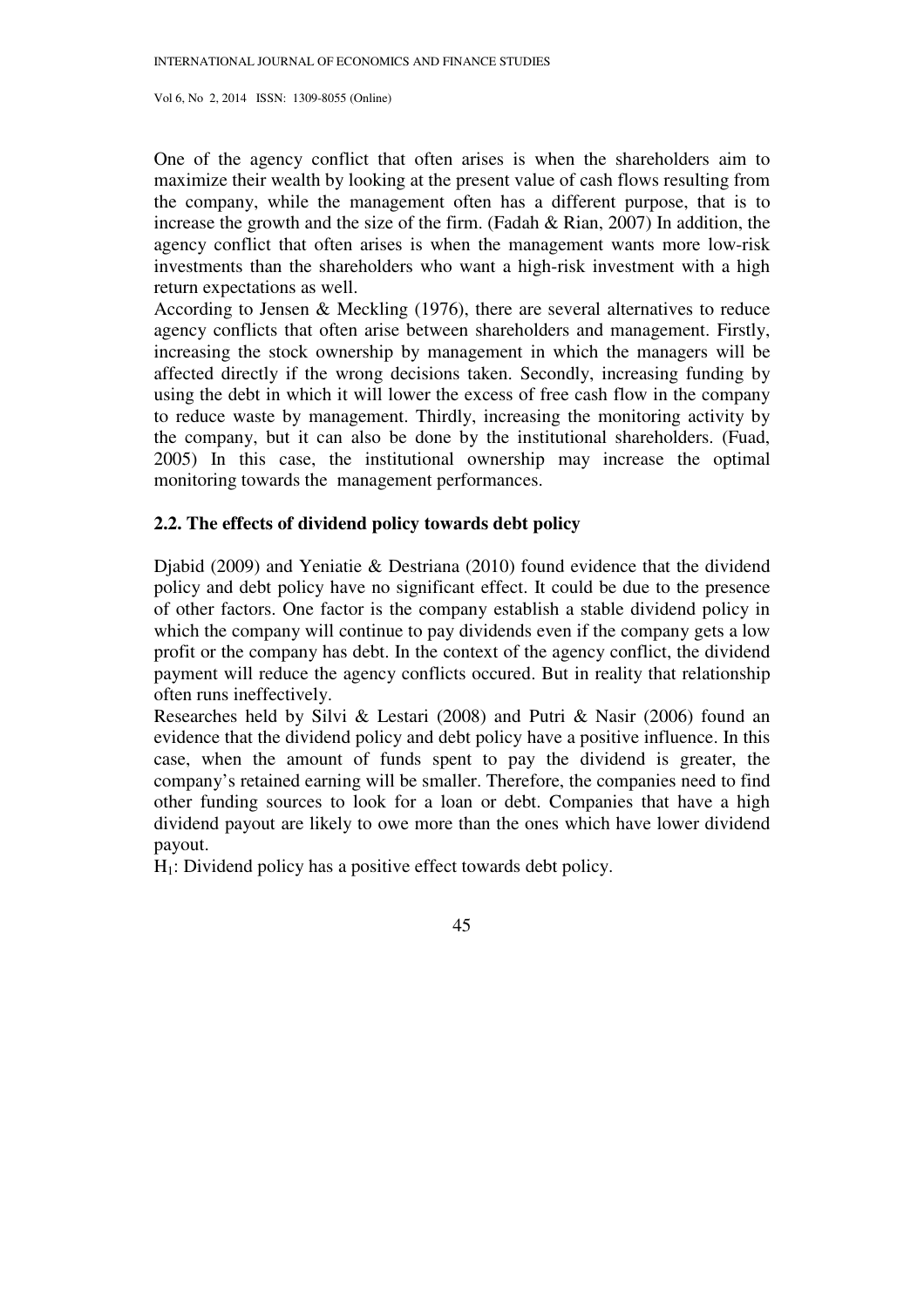One of the agency conflict that often arises is when the shareholders aim to maximize their wealth by looking at the present value of cash flows resulting from the company, while the management often has a different purpose, that is to increase the growth and the size of the firm. (Fadah & Rian, 2007) In addition, the agency conflict that often arises is when the management wants more low-risk investments than the shareholders who want a high-risk investment with a high return expectations as well.

According to Jensen & Meckling (1976), there are several alternatives to reduce agency conflicts that often arise between shareholders and management. Firstly, increasing the stock ownership by management in which the managers will be affected directly if the wrong decisions taken. Secondly, increasing funding by using the debt in which it will lower the excess of free cash flow in the company to reduce waste by management. Thirdly, increasing the monitoring activity by the company, but it can also be done by the institutional shareholders. (Fuad, 2005) In this case, the institutional ownership may increase the optimal monitoring towards the management performances.

## 2.2. The effects of dividend policy towards debt policy

Djabid (2009) and Yeniatie & Destriana (2010) found evidence that the dividend policy and debt policy have no significant effect. It could be due to the presence of other factors. One factor is the company establish a stable dividend policy in which the company will continue to pay dividends even if the company gets a low profit or the company has debt. In the context of the agency conflict, the dividend payment will reduce the agency conflicts occured. But in reality that relationship often runs ineffectively.

Researches held by Silvi & Lestari (2008) and Putri & Nasir (2006) found an evidence that the dividend policy and debt policy have a positive influence. In this case, when the amount of funds spent to pay the dividend is greater, the company's retained earning will be smaller. Therefore, the companies need to find other funding sources to look for a loan or debt. Companies that have a high dividend payout are likely to owe more than the ones which have lower dividend payout.

$H_1$: Dividend policy has a positive effect towards debt policy.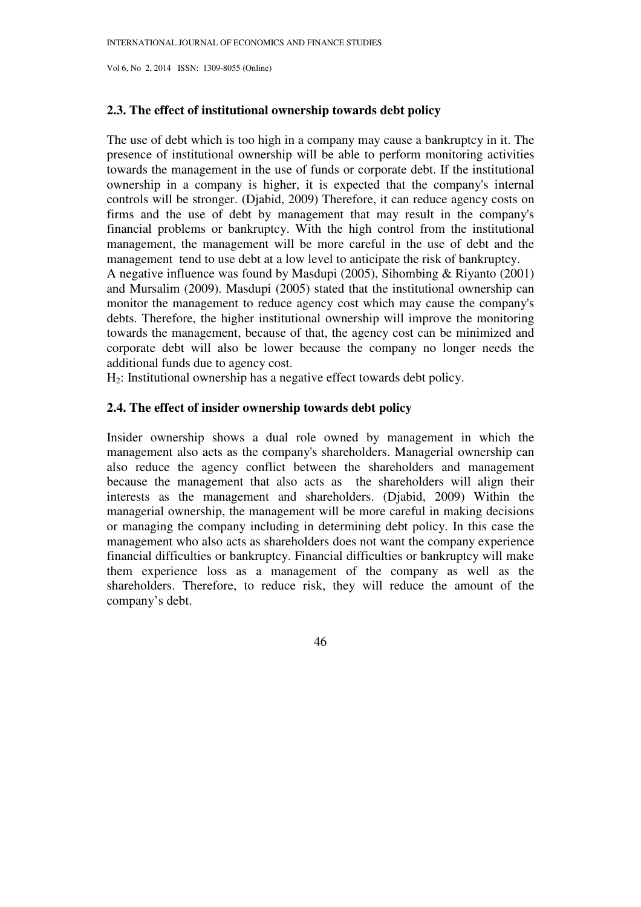### 2.3. The effect of institutional ownership towards debt policy

The use of debt which is too high in a company may cause a bankruptcy in it. The presence of institutional ownership will be able to perform monitoring activities towards the management in the use of funds or corporate debt. If the institutional ownership in a company is higher, it is expected that the company's internal controls will be stronger. (Djabid, 2009) Therefore, it can reduce agency costs on firms and the use of debt by management that may result in the company's financial problems or bankruptcy. With the high control from the institutional management, the management will be more careful in the use of debt and the management tend to use debt at a low level to anticipate the risk of bankruptcy.
A negative influence was found by Masdupi (2005), Sihombing & Riyanto (2001) and Mursalim (2009). Masdupi (2005) stated that the institutional ownership can monitor the management to reduce agency cost which may cause the company's debts. Therefore, the higher institutional ownership will improve the monitoring towards the management, because of that, the agency cost can be minimized and corporate debt will also be lower because the company no longer needs the additional funds due to agency cost.
$H_2$: Institutional ownership has a negative effect towards debt policy.

### 2.4. The effect of insider ownership towards debt policy

Insider ownership shows a dual role owned by management in which the management also acts as the company's shareholders. Managerial ownership can also reduce the agency conflict between the shareholders and management because the management that also acts as the shareholders will align their interests as the management and shareholders. (Djabid, 2009) Within the managerial ownership, the management will be more careful in making decisions or managing the company including in determining debt policy. In this case the management who also acts as shareholders does not want the company experience financial difficulties or bankruptcy. Financial difficulties or bankruptcy will make them experience loss as a management of the company as well as the shareholders. Therefore, to reduce risk, they will reduce the amount of the company's debt.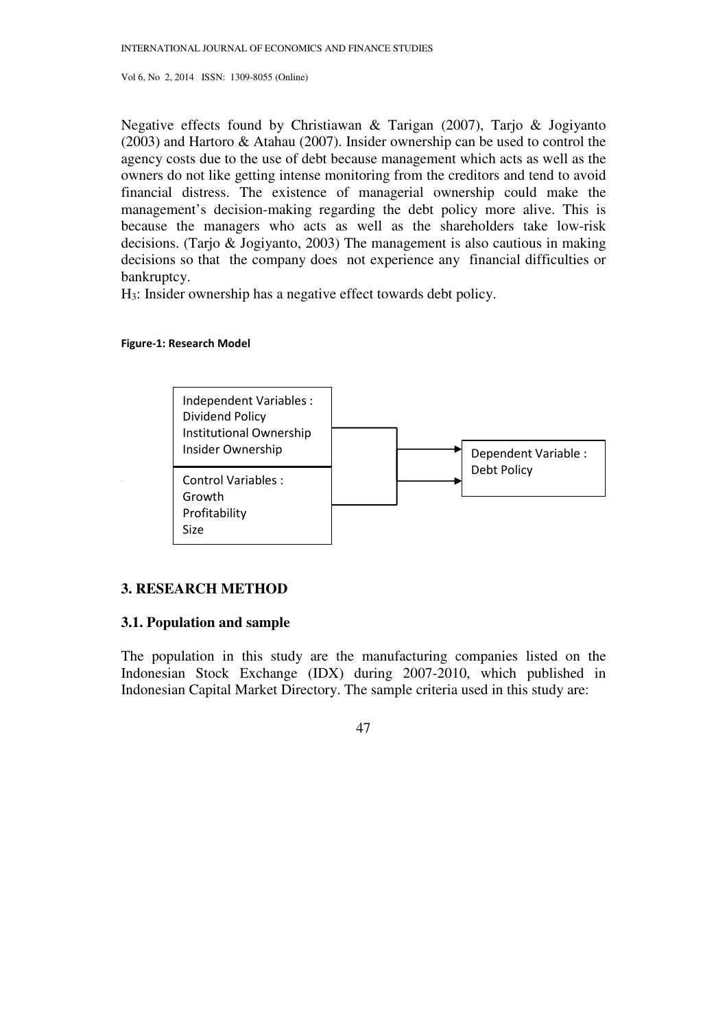Negative effects found by Christiawan & Tarigan (2007), Tarjo & Jogiyanto (2003) and Hartoro & Atahau (2007). Insider ownership can be used to control the agency costs due to the use of debt because management which acts as well as the owners do not like getting intense monitoring from the creditors and tend to avoid financial distress. The existence of managerial ownership could make the management's decision-making regarding the debt policy more alive. This is because the managers who acts as well as the shareholders take low-risk decisions. (Tarjo & Jogiyanto, 2003) The management is also cautious in making decisions so that the company does not experience any financial difficulties or bankruptcy.

$H_3$: Insider ownership has a negative effect towards debt policy.

**Figure-1: Research Model**

Independent Variables :
Dividend Policy
Institutional Ownership
Insider Ownership

Control Variables :
Growth
Profitability
Size

Dependent Variable :
Debt Policy

## 3. RESEARCH METHOD

### 3.1. Population and sample

The population in this study are the manufacturing companies listed on the Indonesian Stock Exchange (IDX) during 2007-2010, which published in Indonesian Capital Market Directory. The sample criteria used in this study are: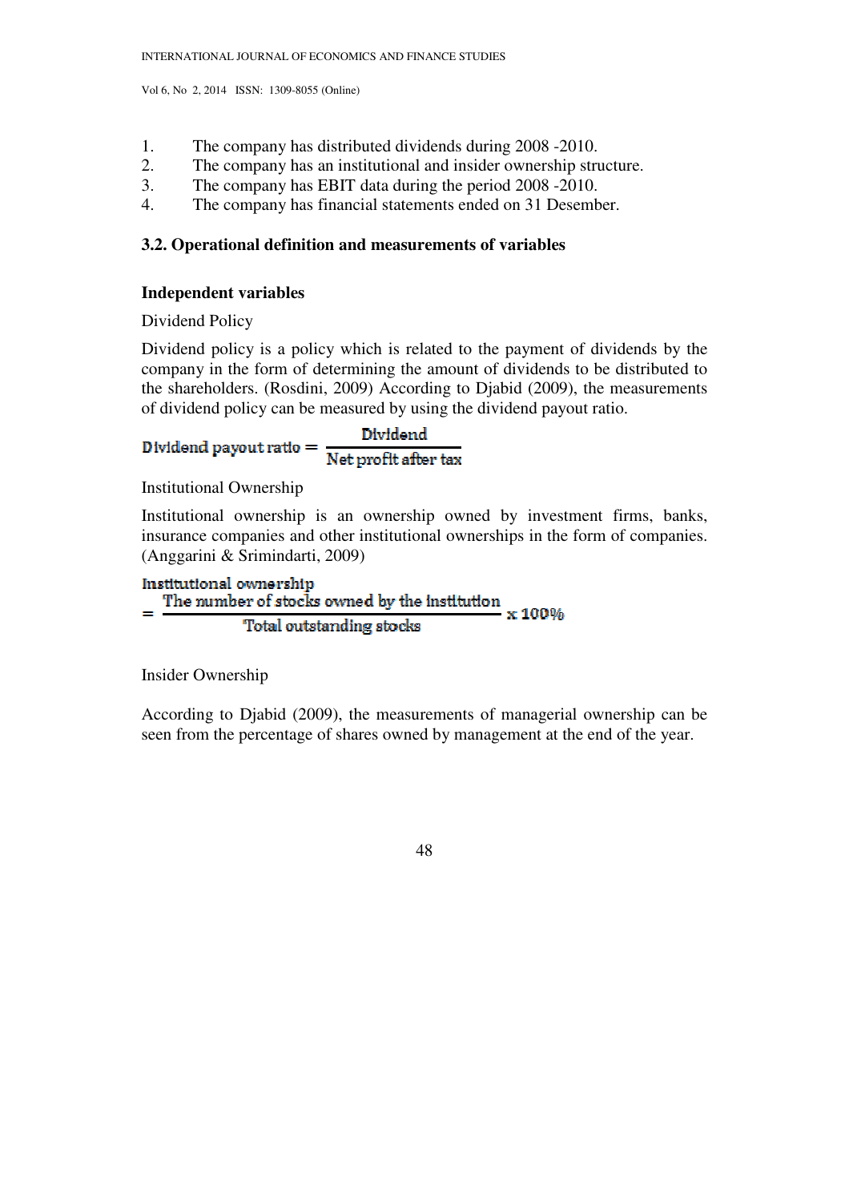1. The company has distributed dividends during 2008 -2010.
2. The company has an institutional and insider ownership structure.
3. The company has EBIT data during the period 2008 -2010.
4. The company has financial statements ended on 31 Desember.

### 3.2. Operational definition and measurements of variables

**Independent variables**

Dividend Policy

Dividend policy is a policy which is related to the payment of dividends by the company in the form of determining the amount of dividends to be distributed to the shareholders. (Rosdini, 2009) According to Djabid (2009), the measurements of dividend policy can be measured by using the dividend payout ratio.

$$\text{Dividend payout ratio} = \frac{\text{Dividend}}{\text{Net profit after tax}}$$

Institutional Ownership

Institutional ownership is an ownership owned by investment firms, banks, insurance companies and other institutional ownerships in the form of companies. (Anggarini & Srimindarti, 2009)

$$\text{Institutional ownership} = \frac{\text{The number of stocks owned by the institution}}{\text{Total outstanding stocks}} \times 100\%$$

Insider Ownership

According to Djabid (2009), the measurements of managerial ownership can be seen from the percentage of shares owned by management at the end of the year.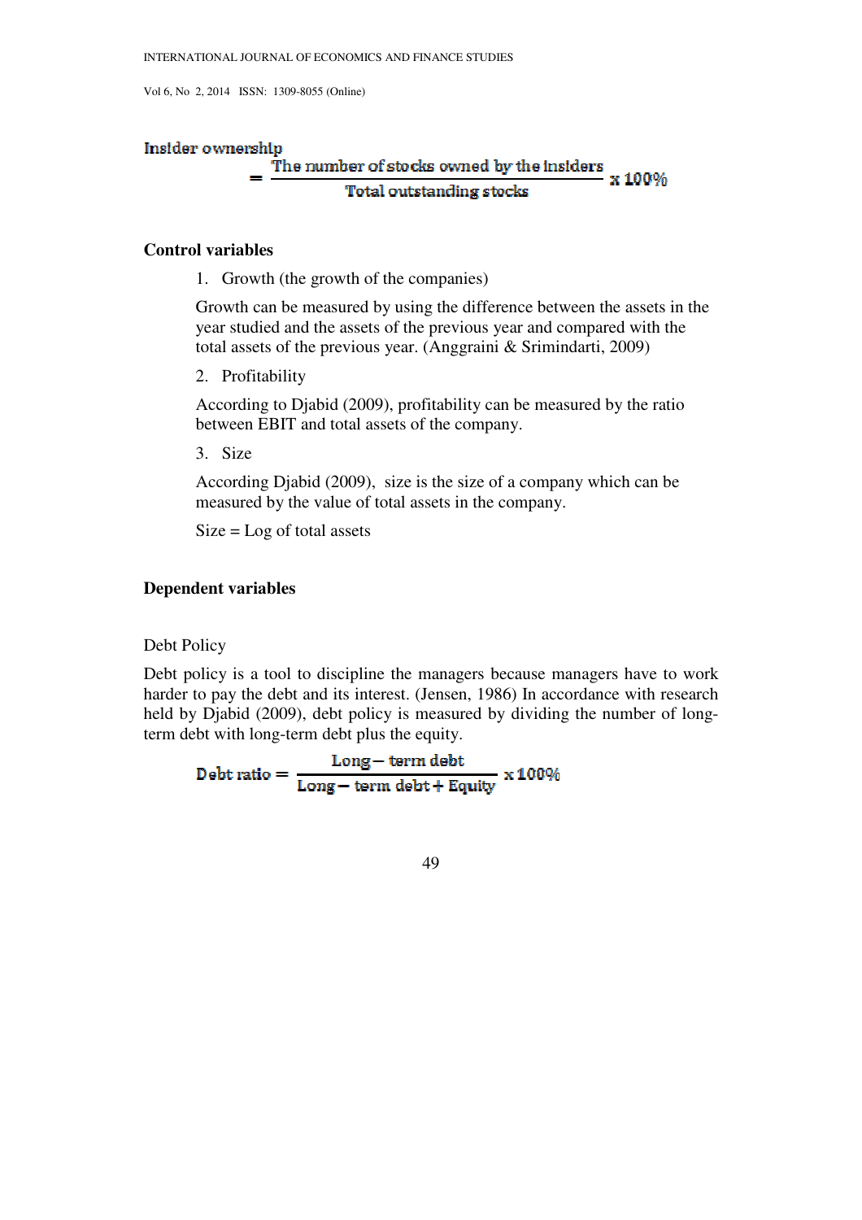Insider ownership

$$= \frac{\text{The number of stocks owned by the insiders}}{\text{Total outstanding stocks}} \times 100\%$$

**Control variables**

1. Growth (the growth of the companies)

   Growth can be measured by using the difference between the assets in the year studied and the assets of the previous year and compared with the total assets of the previous year. (Anggraini & Srimindarti, 2009)

2. Profitability

   According to Djabid (2009), profitability can be measured by the ratio between EBIT and total assets of the company.

3. Size

   According Djabid (2009), size is the size of a company which can be measured by the value of total assets in the company.

   Size = Log of total assets

**Dependent variables**

Debt Policy

Debt policy is a tool to discipline the managers because managers have to work harder to pay the debt and its interest. (Jensen, 1986) In accordance with research held by Djabid (2009), debt policy is measured by dividing the number of long-term debt with long-term debt plus the equity.

$$\text{Debt ratio} = \frac{\text{Long} - \text{term debt}}{\text{Long} - \text{term debt} + \text{Equity}} \times 100\%$$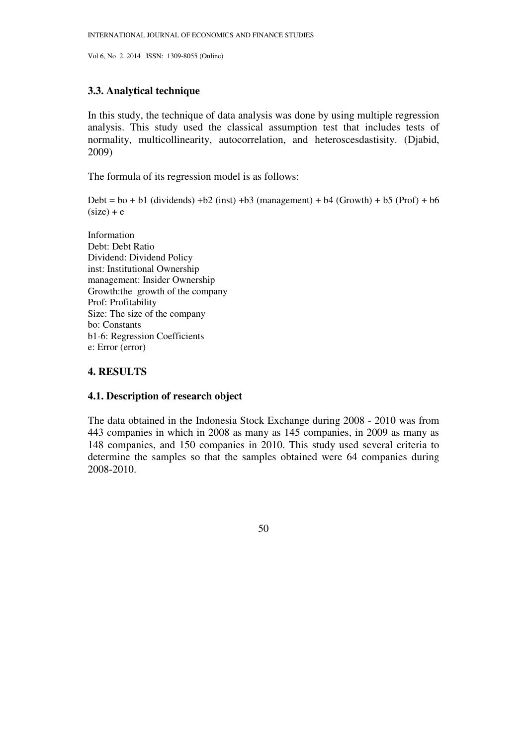### 3.3. Analytical technique

In this study, the technique of data analysis was done by using multiple regression analysis. This study used the classical assumption test that includes tests of normality, multicollinearity, autocorrelation, and heteroscesdastisity. (Djabid, 2009)

The formula of its regression model is as follows:

Debt = bo + b1 (dividends) +b2 (inst) +b3 (management) + b4 (Growth) + b5 (Prof) + b6 (size) + e

Information
Debt: Debt Ratio
Dividend: Dividend Policy
inst: Institutional Ownership
management: Insider Ownership
Growth:the growth of the company
Prof: Profitability
Size: The size of the company
bo: Constants
b1-6: Regression Coefficients
e: Error (error)

## 4. RESULTS

### 4.1. Description of research object

The data obtained in the Indonesia Stock Exchange during 2008 - 2010 was from 443 companies in which in 2008 as many as 145 companies, in 2009 as many as 148 companies, and 150 companies in 2010. This study used several criteria to determine the samples so that the samples obtained were 64 companies during 2008-2010.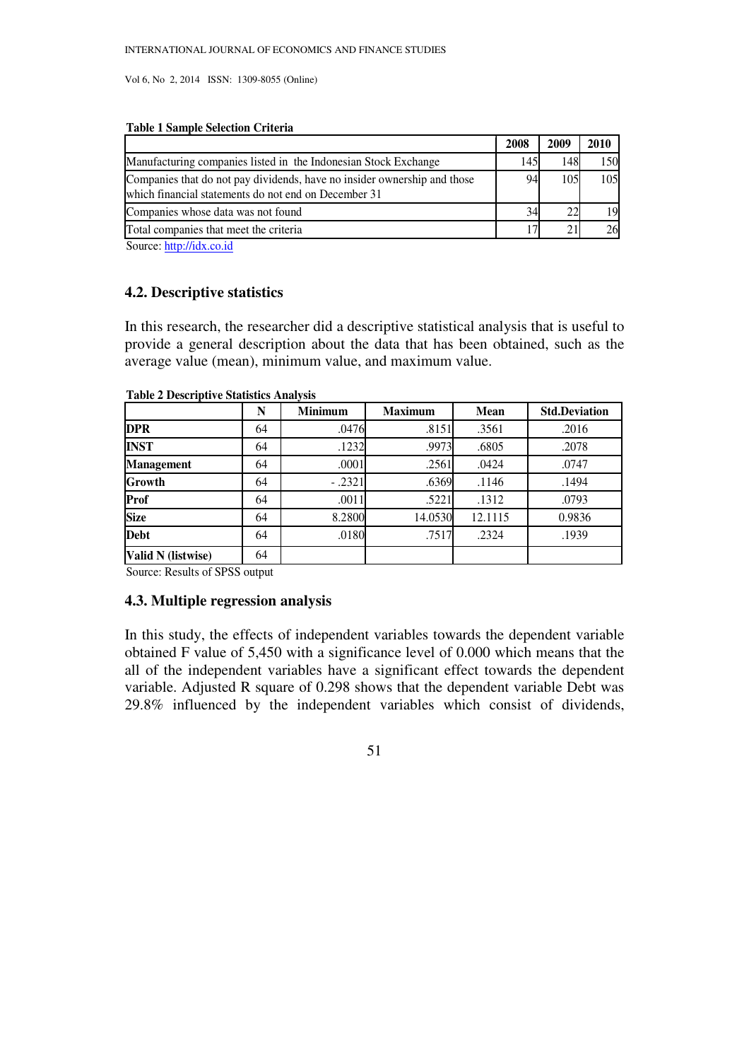**Table 1 Sample Selection Criteria**

| | 2008 | 2009 | 2010 |
|---|---|---|---|
| Manufacturing companies listed in the Indonesian Stock Exchange | 145 | 148 | 150 |
| Companies that do not pay dividends, have no insider ownership and those which financial statements do not end on December 31 | 94 | 105 | 105 |
| Companies whose data was not found | 34 | 22 | 19 |
| Total companies that meet the criteria | 17 | 21 | 26 |

Source: http://idx.co.id

### 4.2. Descriptive statistics

In this research, the researcher did a descriptive statistical analysis that is useful to provide a general description about the data that has been obtained, such as the average value (mean), minimum value, and maximum value.

**Table 2 Descriptive Statistics Analysis**

| | N | Minimum | Maximum | Mean | Std.Deviation |
|---|---|---|---|---|---|
| **DPR** | 64 | .0476 | .8151 | .3561 | .2016 |
| **INST** | 64 | .1232 | .9973 | .6805 | .2078 |
| **Management** | 64 | .0001 | .2561 | .0424 | .0747 |
| **Growth** | 64 | - .2321 | .6369 | .1146 | .1494 |
| **Prof** | 64 | .0011 | .5221 | .1312 | .0793 |
| **Size** | 64 | 8.2800 | 14.0530 | 12.1115 | 0.9836 |
| **Debt** | 64 | .0180 | .7517 | .2324 | .1939 |
| **Valid N (listwise)** | 64 | | | | |

Source: Results of SPSS output

### 4.3. Multiple regression analysis

In this study, the effects of independent variables towards the dependent variable obtained F value of 5,450 with a significance level of 0.000 which means that the all of the independent variables have a significant effect towards the dependent variable. Adjusted R square of 0.298 shows that the dependent variable Debt was 29.8% influenced by the independent variables which consist of dividends,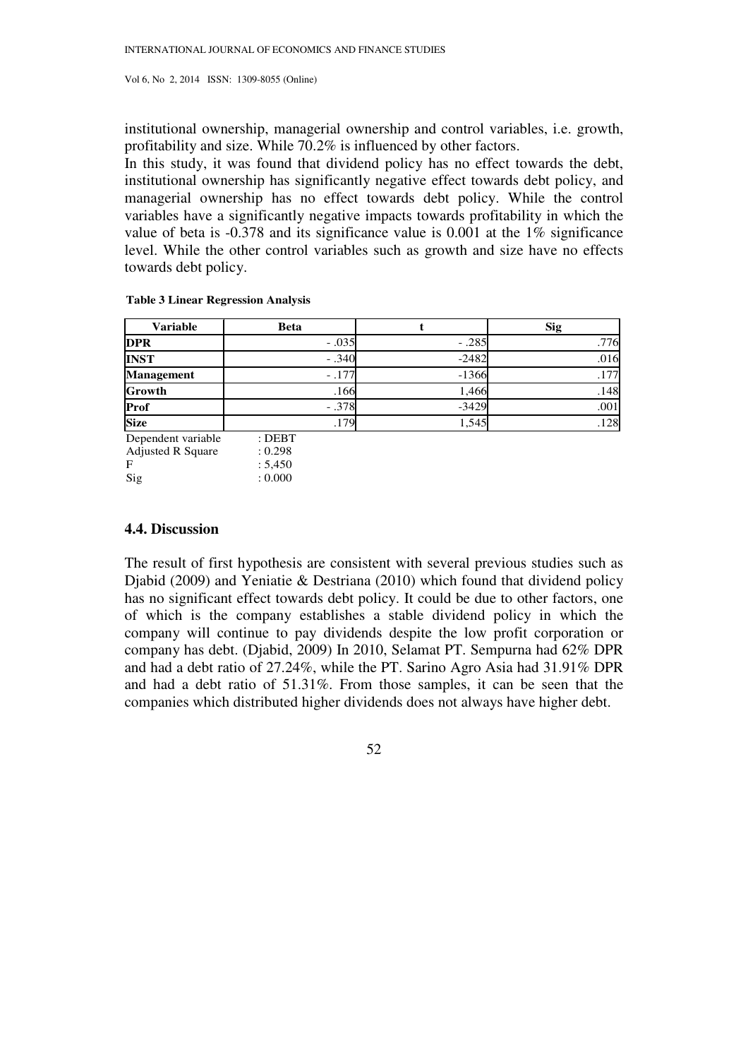institutional ownership, managerial ownership and control variables, i.e. growth, profitability and size. While 70.2% is influenced by other factors.

In this study, it was found that dividend policy has no effect towards the debt, institutional ownership has significantly negative effect towards debt policy, and managerial ownership has no effect towards debt policy. While the control variables have a significantly negative impacts towards profitability in which the value of beta is -0.378 and its significance value is 0.001 at the 1% significance level. While the other control variables such as growth and size have no effects towards debt policy.

**Table 3 Linear Regression Analysis**

| Variable | Beta | t | Sig |
|---|---|---|---|
| **DPR** | - .035 | - .285 | .776 |
| **INST** | - .340 | -2482 | .016 |
| **Management** | - .177 | -1366 | .177 |
| **Growth** | .166 | 1,466 | .148 |
| **Prof** | - .378 | -3429 | .001 |
| **Size** | .179 | 1,545 | .128 |

Dependent variable : DEBT
Adjusted R Square : 0.298
F : 5,450
Sig : 0.000

### 4.4. Discussion

The result of first hypothesis are consistent with several previous studies such as Djabid (2009) and Yeniatie & Destriana (2010) which found that dividend policy has no significant effect towards debt policy. It could be due to other factors, one of which is the company establishes a stable dividend policy in which the company will continue to pay dividends despite the low profit corporation or company has debt. (Djabid, 2009) In 2010, Selamat PT. Sempurna had 62% DPR and had a debt ratio of 27.24%, while the PT. Sarino Agro Asia had 31.91% DPR and had a debt ratio of 51.31%. From those samples, it can be seen that the companies which distributed higher dividends does not always have higher debt.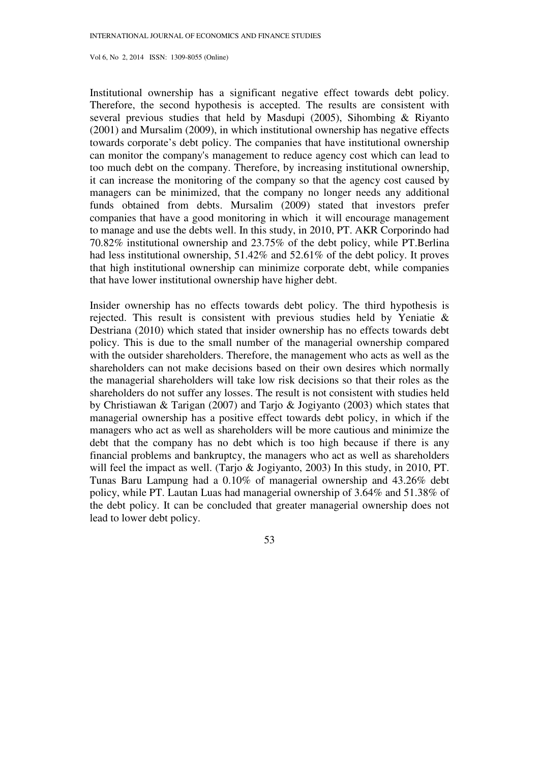Institutional ownership has a significant negative effect towards debt policy. Therefore, the second hypothesis is accepted. The results are consistent with several previous studies that held by Masdupi (2005), Sihombing & Riyanto (2001) and Mursalim (2009), in which institutional ownership has negative effects towards corporate's debt policy. The companies that have institutional ownership can monitor the company's management to reduce agency cost which can lead to too much debt on the company. Therefore, by increasing institutional ownership, it can increase the monitoring of the company so that the agency cost caused by managers can be minimized, that the company no longer needs any additional funds obtained from debts. Mursalim (2009) stated that investors prefer companies that have a good monitoring in which it will encourage management to manage and use the debts well. In this study, in 2010, PT. AKR Corporindo had 70.82% institutional ownership and 23.75% of the debt policy, while PT.Berlina had less institutional ownership, 51.42% and 52.61% of the debt policy. It proves that high institutional ownership can minimize corporate debt, while companies that have lower institutional ownership have higher debt.

Insider ownership has no effects towards debt policy. The third hypothesis is rejected. This result is consistent with previous studies held by Yeniatie & Destriana (2010) which stated that insider ownership has no effects towards debt policy. This is due to the small number of the managerial ownership compared with the outsider shareholders. Therefore, the management who acts as well as the shareholders can not make decisions based on their own desires which normally the managerial shareholders will take low risk decisions so that their roles as the shareholders do not suffer any losses. The result is not consistent with studies held by Christiawan & Tarigan (2007) and Tarjo & Jogiyanto (2003) which states that managerial ownership has a positive effect towards debt policy, in which if the managers who act as well as shareholders will be more cautious and minimize the debt that the company has no debt which is too high because if there is any financial problems and bankruptcy, the managers who act as well as shareholders will feel the impact as well. (Tarjo & Jogiyanto, 2003) In this study, in 2010, PT. Tunas Baru Lampung had a 0.10% of managerial ownership and 43.26% debt policy, while PT. Lautan Luas had managerial ownership of 3.64% and 51.38% of the debt policy. It can be concluded that greater managerial ownership does not lead to lower debt policy.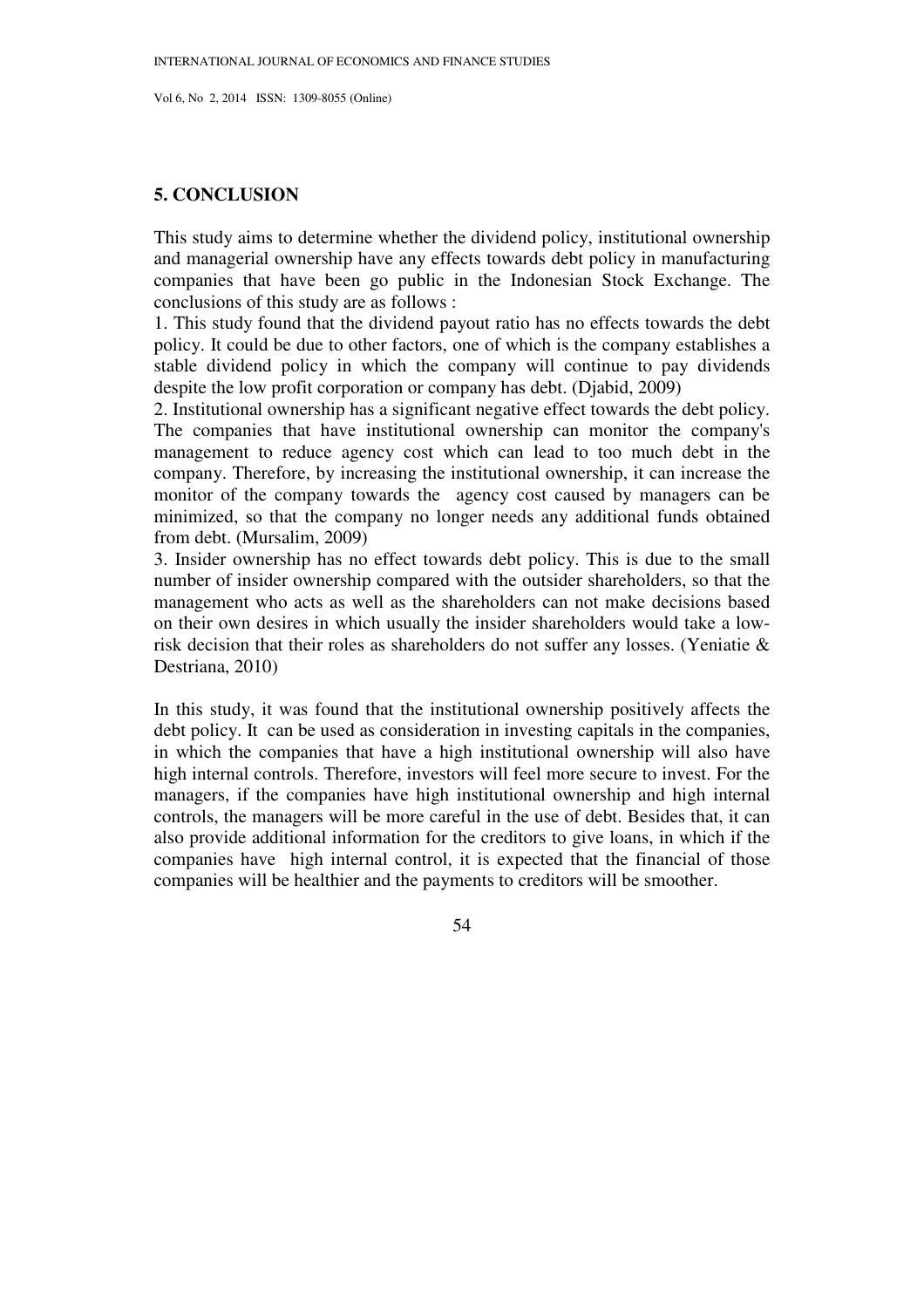## 5. CONCLUSION

This study aims to determine whether the dividend policy, institutional ownership and managerial ownership have any effects towards debt policy in manufacturing companies that have been go public in the Indonesian Stock Exchange. The conclusions of this study are as follows :

1. This study found that the dividend payout ratio has no effects towards the debt policy. It could be due to other factors, one of which is the company establishes a stable dividend policy in which the company will continue to pay dividends despite the low profit corporation or company has debt. (Djabid, 2009)
2. Institutional ownership has a significant negative effect towards the debt policy. The companies that have institutional ownership can monitor the company's management to reduce agency cost which can lead to too much debt in the company. Therefore, by increasing the institutional ownership, it can increase the monitor of the company towards the agency cost caused by managers can be minimized, so that the company no longer needs any additional funds obtained from debt. (Mursalim, 2009)
3. Insider ownership has no effect towards debt policy. This is due to the small number of insider ownership compared with the outsider shareholders, so that the management who acts as well as the shareholders can not make decisions based on their own desires in which usually the insider shareholders would take a low-risk decision that their roles as shareholders do not suffer any losses. (Yeniatie & Destriana, 2010)

In this study, it was found that the institutional ownership positively affects the debt policy. It can be used as consideration in investing capitals in the companies, in which the companies that have a high institutional ownership will also have high internal controls. Therefore, investors will feel more secure to invest. For the managers, if the companies have high institutional ownership and high internal controls, the managers will be more careful in the use of debt. Besides that, it can also provide additional information for the creditors to give loans, in which if the companies have high internal control, it is expected that the financial of those companies will be healthier and the payments to creditors will be smoother.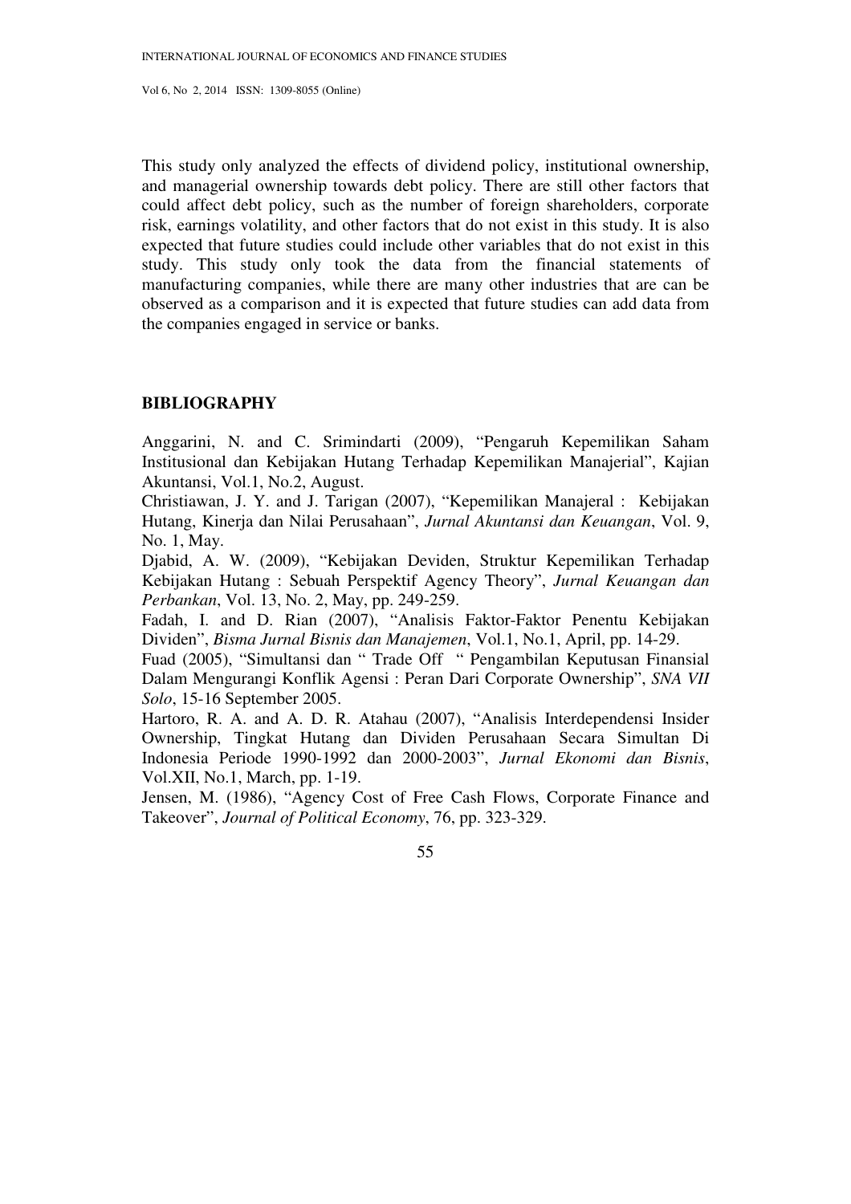This study only analyzed the effects of dividend policy, institutional ownership, and managerial ownership towards debt policy. There are still other factors that could affect debt policy, such as the number of foreign shareholders, corporate risk, earnings volatility, and other factors that do not exist in this study. It is also expected that future studies could include other variables that do not exist in this study. This study only took the data from the financial statements of manufacturing companies, while there are many other industries that are can be observed as a comparison and it is expected that future studies can add data from the companies engaged in service or banks.

## BIBLIOGRAPHY

Anggarini, N. and C. Srimindarti (2009), "Pengaruh Kepemilikan Saham Institusional dan Kebijakan Hutang Terhadap Kepemilikan Manajerial", Kajian Akuntansi, Vol.1, No.2, August.

Christiawan, J. Y. and J. Tarigan (2007), "Kepemilikan Manajeral : Kebijakan Hutang, Kinerja dan Nilai Perusahaan", *Jurnal Akuntansi dan Keuangan*, Vol. 9, No. 1, May.

Djabid, A. W. (2009), "Kebijakan Deviden, Struktur Kepemilikan Terhadap Kebijakan Hutang : Sebuah Perspektif Agency Theory", *Jurnal Keuangan dan Perbankan*, Vol. 13, No. 2, May, pp. 249-259.

Fadah, I. and D. Rian (2007), "Analisis Faktor-Faktor Penentu Kebijakan Dividen", *Bisma Jurnal Bisnis dan Manajemen*, Vol.1, No.1, April, pp. 14-29.

Fuad (2005), "Simultansi dan " Trade Off " Pengambilan Keputusan Finansial Dalam Mengurangi Konflik Agensi : Peran Dari Corporate Ownership", *SNA VII Solo*, 15-16 September 2005.

Hartoro, R. A. and A. D. R. Atahau (2007), "Analisis Interdependensi Insider Ownership, Tingkat Hutang dan Dividen Perusahaan Secara Simultan Di Indonesia Periode 1990-1992 dan 2000-2003", *Jurnal Ekonomi dan Bisnis*, Vol.XII, No.1, March, pp. 1-19.

Jensen, M. (1986), "Agency Cost of Free Cash Flows, Corporate Finance and Takeover", *Journal of Political Economy*, 76, pp. 323-329.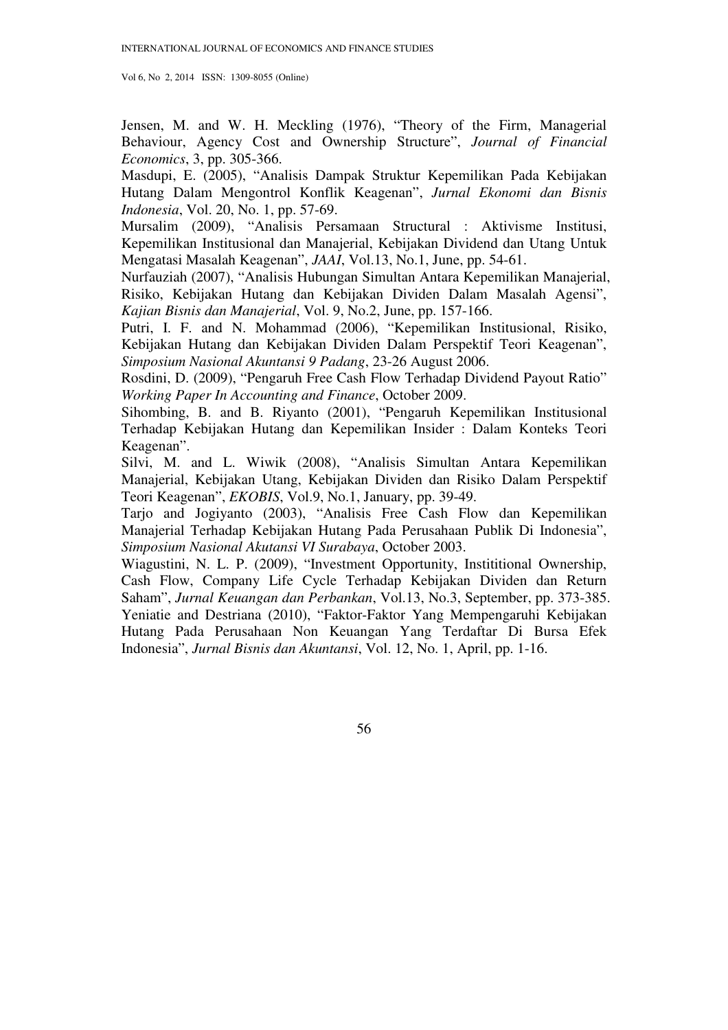Jensen, M. and W. H. Meckling (1976), "Theory of the Firm, Managerial Behaviour, Agency Cost and Ownership Structure", *Journal of Financial Economics*, 3, pp. 305-366.

Masdupi, E. (2005), "Analisis Dampak Struktur Kepemilikan Pada Kebijakan Hutang Dalam Mengontrol Konflik Keagenan", *Jurnal Ekonomi dan Bisnis Indonesia*, Vol. 20, No. 1, pp. 57-69.

Mursalim (2009), "Analisis Persamaan Structural : Aktivisme Institusi, Kepemilikan Institusional dan Manajerial, Kebijakan Dividend dan Utang Untuk Mengatasi Masalah Keagenan", *JAAI*, Vol.13, No.1, June, pp. 54-61.

Nurfauziah (2007), "Analisis Hubungan Simultan Antara Kepemilikan Manajerial, Risiko, Kebijakan Hutang dan Kebijakan Dividen Dalam Masalah Agensi", *Kajian Bisnis dan Manajerial*, Vol. 9, No.2, June, pp. 157-166.

Putri, I. F. and N. Mohammad (2006), "Kepemilikan Institusional, Risiko, Kebijakan Hutang dan Kebijakan Dividen Dalam Perspektif Teori Keagenan", *Simposium Nasional Akuntansi 9 Padang*, 23-26 August 2006.

Rosdini, D. (2009), "Pengaruh Free Cash Flow Terhadap Dividend Payout Ratio" *Working Paper In Accounting and Finance*, October 2009.

Sihombing, B. and B. Riyanto (2001), "Pengaruh Kepemilikan Institusional Terhadap Kebijakan Hutang dan Kepemilikan Insider : Dalam Konteks Teori Keagenan".

Silvi, M. and L. Wiwik (2008), "Analisis Simultan Antara Kepemilikan Manajerial, Kebijakan Utang, Kebijakan Dividen dan Risiko Dalam Perspektif Teori Keagenan", *EKOBIS*, Vol.9, No.1, January, pp. 39-49.

Tarjo and Jogiyanto (2003), "Analisis Free Cash Flow dan Kepemilikan Manajerial Terhadap Kebijakan Hutang Pada Perusahaan Publik Di Indonesia", *Simposium Nasional Akutansi VI Surabaya*, October 2003.

Wiagustini, N. L. P. (2009), "Investment Opportunity, Instititional Ownership, Cash Flow, Company Life Cycle Terhadap Kebijakan Dividen dan Return Saham", *Jurnal Keuangan dan Perbankan*, Vol.13, No.3, September, pp. 373-385.

Yeniatie and Destriana (2010), "Faktor-Faktor Yang Mempengaruhi Kebijakan Hutang Pada Perusahaan Non Keuangan Yang Terdaftar Di Bursa Efek Indonesia", *Jurnal Bisnis dan Akuntansi*, Vol. 12, No. 1, April, pp. 1-16.